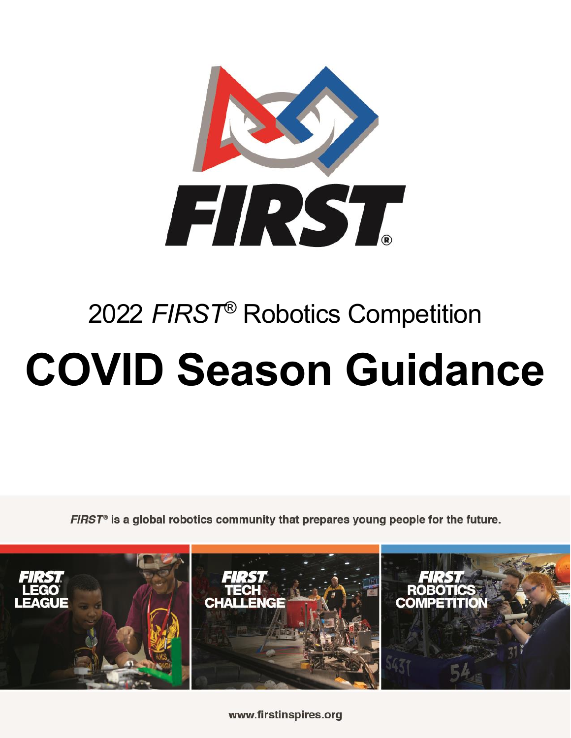# 2022 *FIRST*® Robotics Competition

# COVID Season Guidance

***FIRST*® is a global robotics community that prepares young people for the future.**

*FIRST* LEGO® LEAGUE

*FIRST* TECH CHALLENGE

*FIRST* ROBOTICS COMPETITION

www.firstinspires.org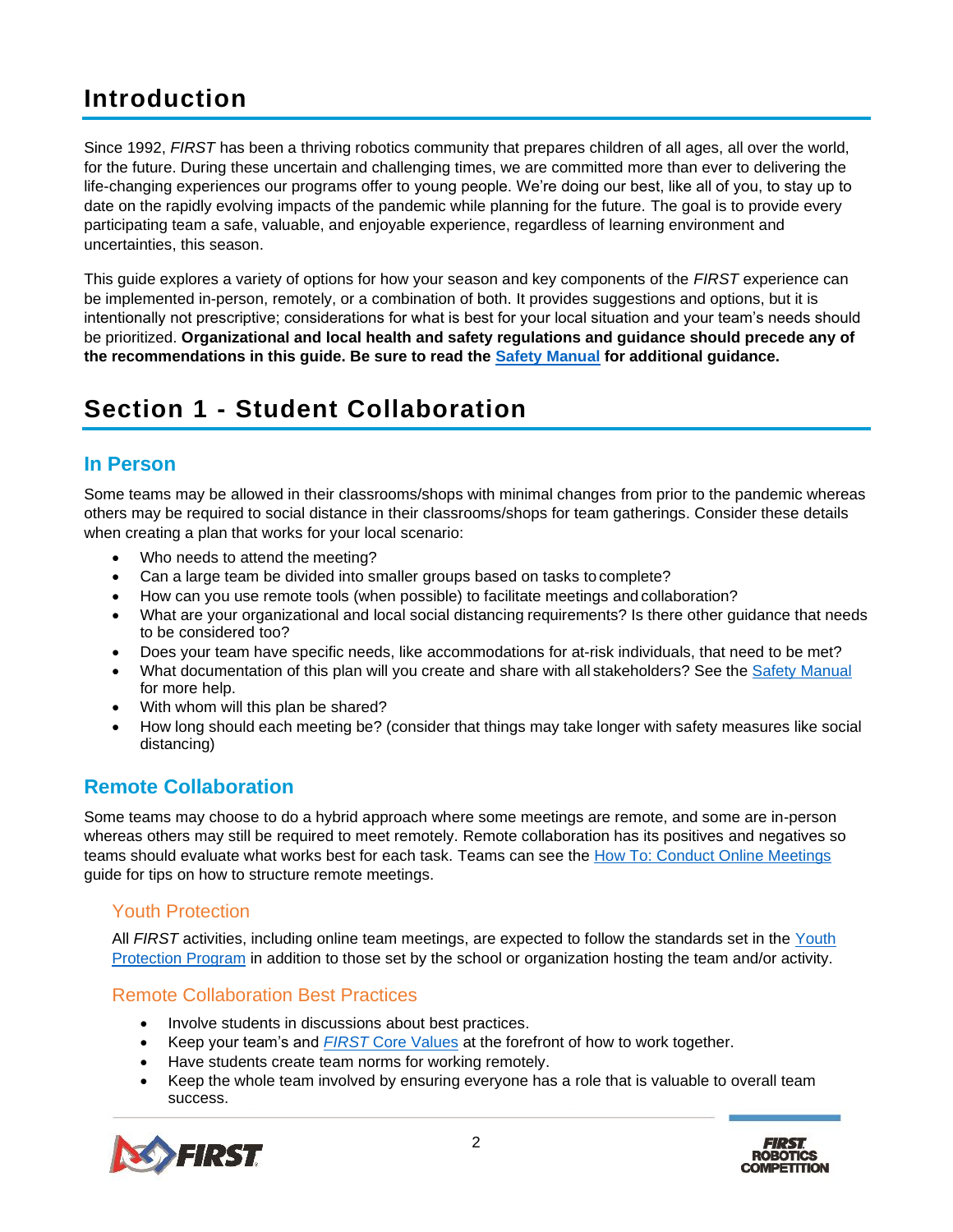# Introduction

Since 1992, *FIRST* has been a thriving robotics community that prepares children of all ages, all over the world, for the future. During these uncertain and challenging times, we are committed more than ever to delivering the life-changing experiences our programs offer to young people. We're doing our best, like all of you, to stay up to date on the rapidly evolving impacts of the pandemic while planning for the future. The goal is to provide every participating team a safe, valuable, and enjoyable experience, regardless of learning environment and uncertainties, this season.

This guide explores a variety of options for how your season and key components of the *FIRST* experience can be implemented in-person, remotely, or a combination of both. It provides suggestions and options, but it is intentionally not prescriptive; considerations for what is best for your local situation and your team's needs should be prioritized. **Organizational and local health and safety regulations and guidance should precede any of the recommendations in this guide. Be sure to read the Safety Manual for additional guidance.**

# Section 1 - Student Collaboration

## In Person

Some teams may be allowed in their classrooms/shops with minimal changes from prior to the pandemic whereas others may be required to social distance in their classrooms/shops for team gatherings. Consider these details when creating a plan that works for your local scenario:

- Who needs to attend the meeting?
- Can a large team be divided into smaller groups based on tasks to complete?
- How can you use remote tools (when possible) to facilitate meetings and collaboration?
- What are your organizational and local social distancing requirements? Is there other guidance that needs to be considered too?
- Does your team have specific needs, like accommodations for at-risk individuals, that need to be met?
- What documentation of this plan will you create and share with all stakeholders? See the Safety Manual for more help.
- With whom will this plan be shared?
- How long should each meeting be? (consider that things may take longer with safety measures like social distancing)

## Remote Collaboration

Some teams may choose to do a hybrid approach where some meetings are remote, and some are in-person whereas others may still be required to meet remotely. Remote collaboration has its positives and negatives so teams should evaluate what works best for each task. Teams can see the How To: Conduct Online Meetings guide for tips on how to structure remote meetings.

### Youth Protection

All *FIRST* activities, including online team meetings, are expected to follow the standards set in the Youth Protection Program in addition to those set by the school or organization hosting the team and/or activity.

### Remote Collaboration Best Practices

- Involve students in discussions about best practices.
- Keep your team's and *FIRST* Core Values at the forefront of how to work together.
- Have students create team norms for working remotely.
- Keep the whole team involved by ensuring everyone has a role that is valuable to overall team success.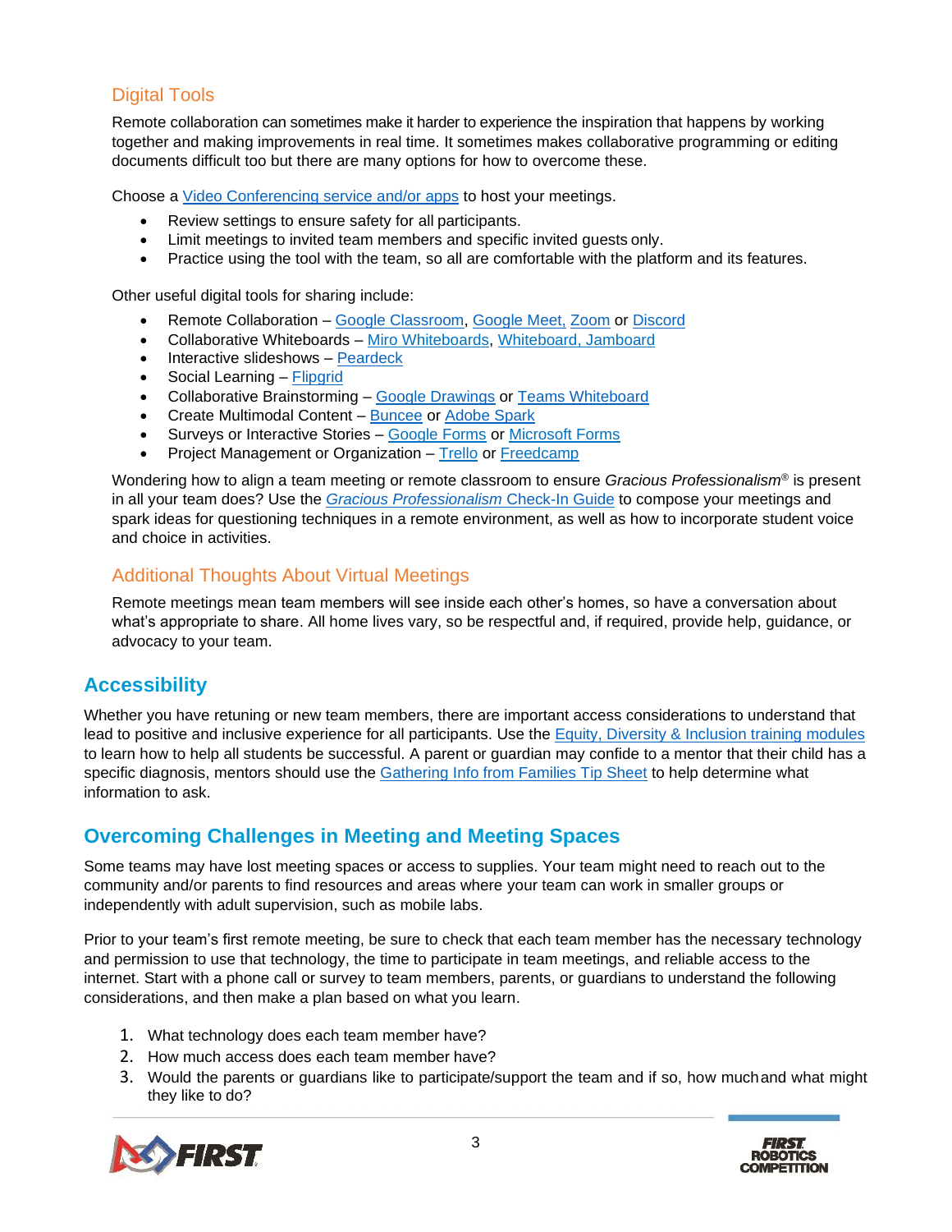### Digital Tools

Remote collaboration can sometimes make it harder to experience the inspiration that happens by working together and making improvements in real time. It sometimes makes collaborative programming or editing documents difficult too but there are many options for how to overcome these.

Choose a Video Conferencing service and/or apps to host your meetings.

- Review settings to ensure safety for all participants.
- Limit meetings to invited team members and specific invited guests only.
- Practice using the tool with the team, so all are comfortable with the platform and its features.

Other useful digital tools for sharing include:

- Remote Collaboration – Google Classroom, Google Meet, Zoom or Discord
- Collaborative Whiteboards – Miro Whiteboards, Whiteboard, Jamboard
- Interactive slideshows – Peardeck
- Social Learning – Flipgrid
- Collaborative Brainstorming – Google Drawings or Teams Whiteboard
- Create Multimodal Content – Buncee or Adobe Spark
- Surveys or Interactive Stories – Google Forms or Microsoft Forms
- Project Management or Organization – Trello or Freedcamp

Wondering how to align a team meeting or remote classroom to ensure *Gracious Professionalism*® is present in all your team does? Use the *Gracious Professionalism* Check-In Guide to compose your meetings and spark ideas for questioning techniques in a remote environment, as well as how to incorporate student voice and choice in activities.

### Additional Thoughts About Virtual Meetings

Remote meetings mean team members will see inside each other's homes, so have a conversation about what's appropriate to share. All home lives vary, so be respectful and, if required, provide help, guidance, or advocacy to your team.

## Accessibility

Whether you have retuning or new team members, there are important access considerations to understand that lead to positive and inclusive experience for all participants. Use the Equity, Diversity & Inclusion training modules to learn how to help all students be successful. A parent or guardian may confide to a mentor that their child has a specific diagnosis, mentors should use the Gathering Info from Families Tip Sheet to help determine what information to ask.

## Overcoming Challenges in Meeting and Meeting Spaces

Some teams may have lost meeting spaces or access to supplies. Your team might need to reach out to the community and/or parents to find resources and areas where your team can work in smaller groups or independently with adult supervision, such as mobile labs.

Prior to your team's first remote meeting, be sure to check that each team member has the necessary technology and permission to use that technology, the time to participate in team meetings, and reliable access to the internet. Start with a phone call or survey to team members, parents, or guardians to understand the following considerations, and then make a plan based on what you learn.

1. What technology does each team member have?
2. How much access does each team member have?
3. Would the parents or guardians like to participate/support the team and if so, how muchand what might they like to do?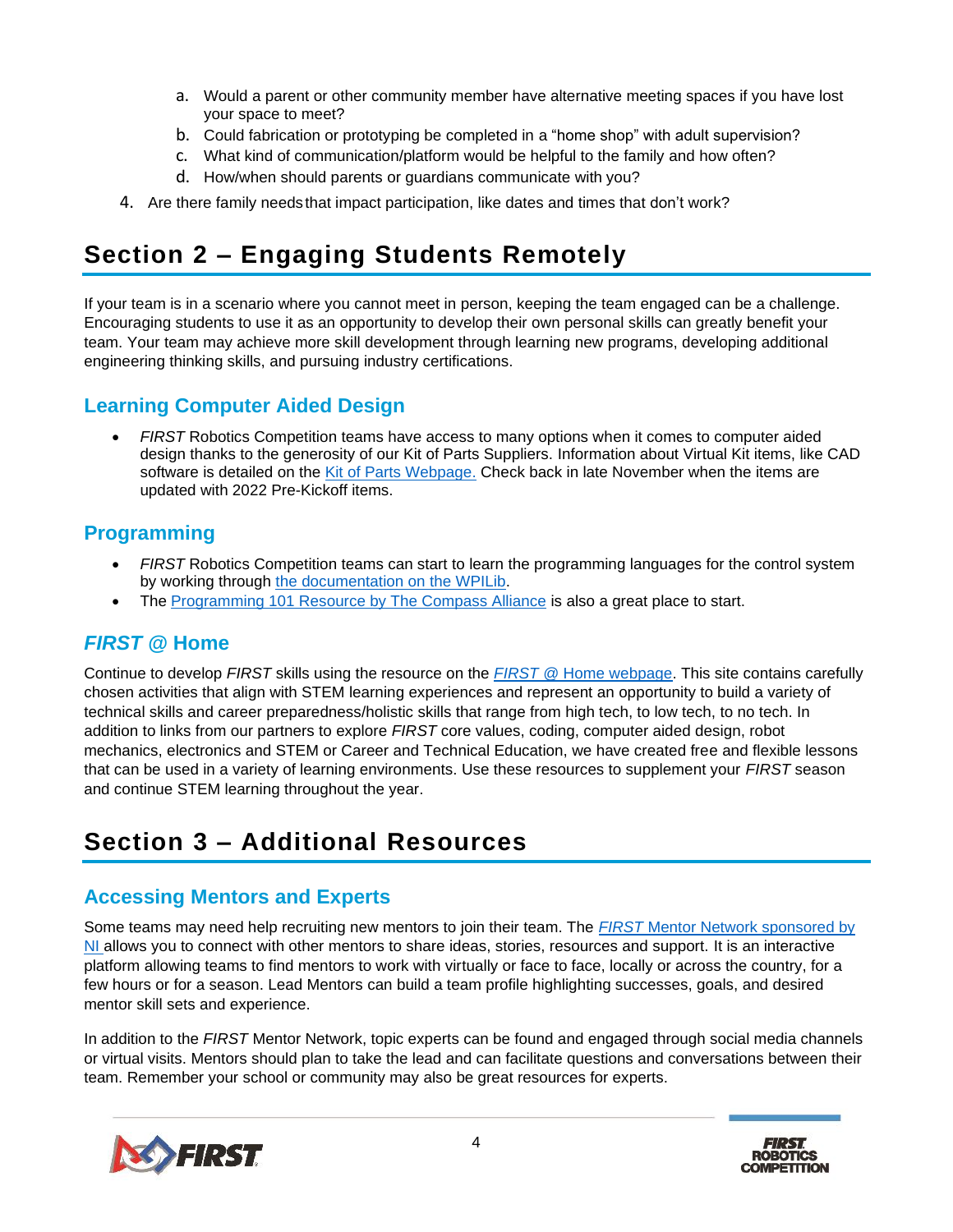a. Would a parent or other community member have alternative meeting spaces if you have lost your space to meet?
   b. Could fabrication or prototyping be completed in a "home shop" with adult supervision?
   c. What kind of communication/platform would be helpful to the family and how often?
   d. How/when should parents or guardians communicate with you?
4. Are there family needs that impact participation, like dates and times that don't work?

# Section 2 – Engaging Students Remotely

If your team is in a scenario where you cannot meet in person, keeping the team engaged can be a challenge. Encouraging students to use it as an opportunity to develop their own personal skills can greatly benefit your team. Your team may achieve more skill development through learning new programs, developing additional engineering thinking skills, and pursuing industry certifications.

## Learning Computer Aided Design

- *FIRST* Robotics Competition teams have access to many options when it comes to computer aided design thanks to the generosity of our Kit of Parts Suppliers. Information about Virtual Kit items, like CAD software is detailed on the Kit of Parts Webpage. Check back in late November when the items are updated with 2022 Pre-Kickoff items.

## Programming

- *FIRST* Robotics Competition teams can start to learn the programming languages for the control system by working through the documentation on the WPILib.
- The Programming 101 Resource by The Compass Alliance is also a great place to start.

## *FIRST* @ Home

Continue to develop *FIRST* skills using the resource on the *FIRST* @ Home webpage. This site contains carefully chosen activities that align with STEM learning experiences and represent an opportunity to build a variety of technical skills and career preparedness/holistic skills that range from high tech, to low tech, to no tech. In addition to links from our partners to explore *FIRST* core values, coding, computer aided design, robot mechanics, electronics and STEM or Career and Technical Education, we have created free and flexible lessons that can be used in a variety of learning environments. Use these resources to supplement your *FIRST* season and continue STEM learning throughout the year.

# Section 3 – Additional Resources

## Accessing Mentors and Experts

Some teams may need help recruiting new mentors to join their team. The *FIRST* Mentor Network sponsored by NI allows you to connect with other mentors to share ideas, stories, resources and support. It is an interactive platform allowing teams to find mentors to work with virtually or face to face, locally or across the country, for a few hours or for a season. Lead Mentors can build a team profile highlighting successes, goals, and desired mentor skill sets and experience.

In addition to the *FIRST* Mentor Network, topic experts can be found and engaged through social media channels or virtual visits. Mentors should plan to take the lead and can facilitate questions and conversations between their team. Remember your school or community may also be great resources for experts.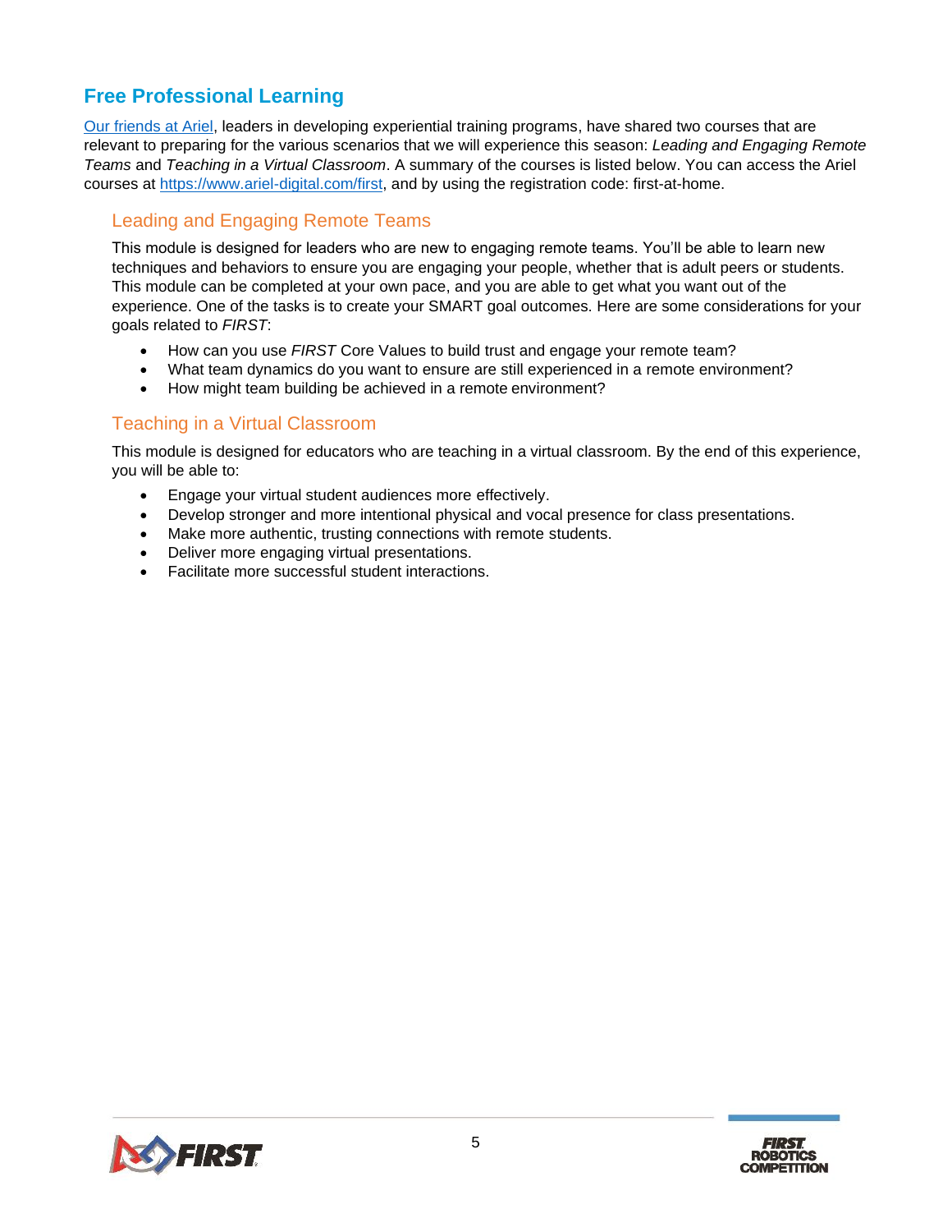## Free Professional Learning

Our friends at Ariel, leaders in developing experiential training programs, have shared two courses that are relevant to preparing for the various scenarios that we will experience this season: *Leading and Engaging Remote Teams* and *Teaching in a Virtual Classroom*. A summary of the courses is listed below. You can access the Ariel courses at https://www.ariel-digital.com/first, and by using the registration code: first-at-home.

### Leading and Engaging Remote Teams

This module is designed for leaders who are new to engaging remote teams. You'll be able to learn new techniques and behaviors to ensure you are engaging your people, whether that is adult peers or students. This module can be completed at your own pace, and you are able to get what you want out of the experience. One of the tasks is to create your SMART goal outcomes. Here are some considerations for your goals related to *FIRST*:

- How can you use *FIRST* Core Values to build trust and engage your remote team?
- What team dynamics do you want to ensure are still experienced in a remote environment?
- How might team building be achieved in a remote environment?

### Teaching in a Virtual Classroom

This module is designed for educators who are teaching in a virtual classroom. By the end of this experience, you will be able to:

- Engage your virtual student audiences more effectively.
- Develop stronger and more intentional physical and vocal presence for class presentations.
- Make more authentic, trusting connections with remote students.
- Deliver more engaging virtual presentations.
- Facilitate more successful student interactions.